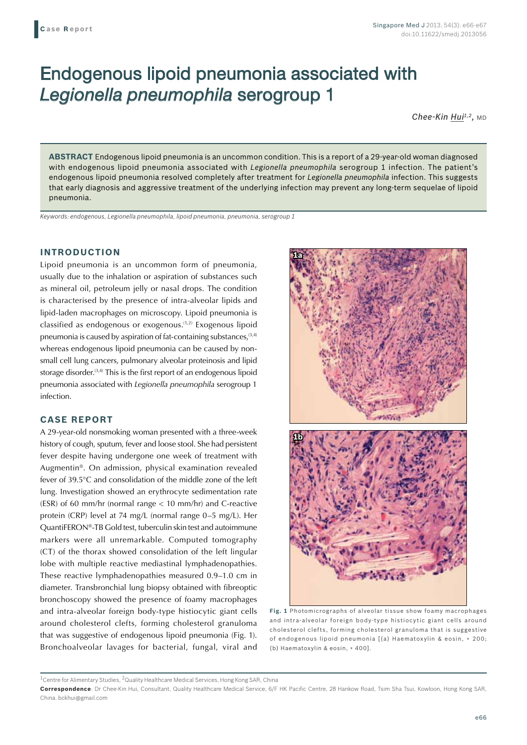Case Report

# Endogenous lipoid pneumonia associated with *Legionella pneumophila* serogroup 1

*Chee-Kin Hui*[1,2], MD

**ABSTRACT** Endogenous lipoid pneumonia is an uncommon condition. This is a report of a 29-year-old woman diagnosed with endogenous lipoid pneumonia associated with *Legionella pneumophila* serogroup 1 infection. The patient's endogenous lipoid pneumonia resolved completely after treatment for *Legionella pneumophila* infection. This suggests that early diagnosis and aggressive treatment of the underlying infection may prevent any long-term sequelae of lipoid pneumonia.

*Keywords: endogenous, Legionella pneumophila, lipoid pneumonia, pneumonia, serogroup 1*

## INTRODUCTION

Lipoid pneumonia is an uncommon form of pneumonia, usually due to the inhalation or aspiration of substances such as mineral oil, petroleum jelly or nasal drops. The condition is characterised by the presence of intra-alveolar lipids and lipid-laden macrophages on microscopy. Lipoid pneumonia is classified as endogenous or exogenous.[1,2] Exogenous lipoid pneumonia is caused by aspiration of fat-containing substances,[3,4] whereas endogenous lipoid pneumonia can be caused by non-small cell lung cancers, pulmonary alveolar proteinosis and lipid storage disorder.[3,4] This is the first report of an endogenous lipoid pneumonia associated with *Legionella pneumophila* serogroup 1 infection.

## CASE REPORT

A 29-year-old nonsmoking woman presented with a three-week history of cough, sputum, fever and loose stool. She had persistent fever despite having undergone one week of treatment with Augmentin®. On admission, physical examination revealed fever of 39.5°C and consolidation of the middle zone of the left lung. Investigation showed an erythrocyte sedimentation rate (ESR) of 60 mm/hr (normal range < 10 mm/hr) and C-reactive protein (CRP) level at 74 mg/L (normal range 0–5 mg/L). Her QuantiFERON®-TB Gold test, tuberculin skin test and autoimmune markers were all unremarkable. Computed tomography (CT) of the thorax showed consolidation of the left lingular lobe with multiple reactive mediastinal lymphadenopathies. These reactive lymphadenopathies measured 0.9–1.0 cm in diameter. Transbronchial lung biopsy obtained with fibreoptic bronchoscopy showed the presence of foamy macrophages and intra-alveolar foreign body-type histiocytic giant cells around cholesterol clefts, forming cholesterol granuloma that was suggestive of endogenous lipoid pneumonia (Fig. 1). Bronchoalveolar lavages for bacterial, fungal, viral and

**Fig. 1** Photomicrographs of alveolar tissue show foamy macrophages and intra-alveolar foreign body-type histiocytic giant cells around cholesterol clefts, forming cholesterol granuloma that is suggestive of endogenous lipoid pneumonia [(a) Haematoxylin & eosin, × 200; (b) Haematoxylin & eosin, × 400].

[1]Centre for Alimentary Studies, [2]Quality Healthcare Medical Services, Hong Kong SAR, China

**Correspondence**: Dr Chee-Kin Hui, Consultant, Quality Healthcare Medical Service, 6/F HK Pacific Centre, 28 Hankow Road, Tsim Sha Tsui, Kowloon, Hong Kong SAR, China. bckhui@gmail.com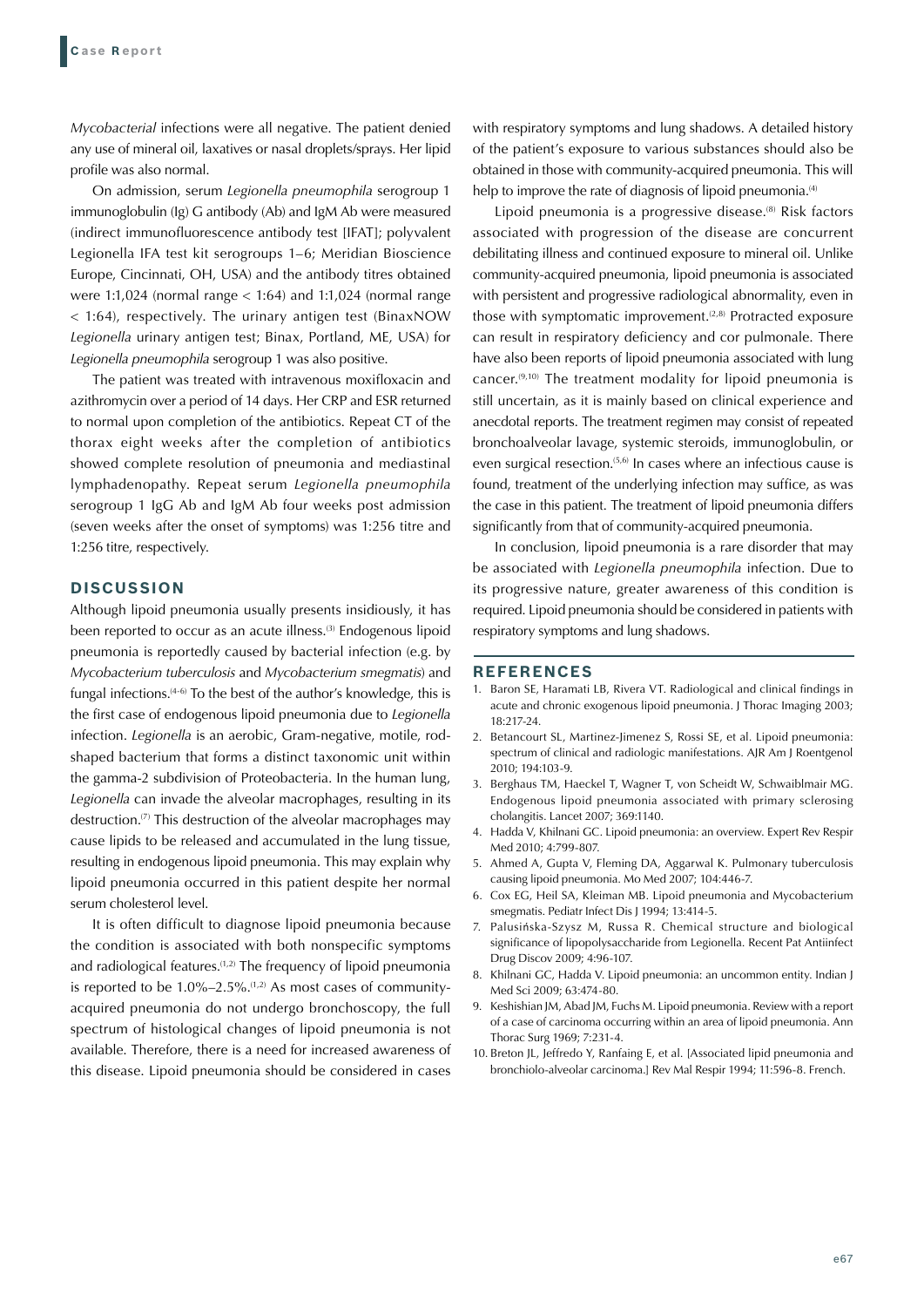*Mycobacterial* infections were all negative. The patient denied any use of mineral oil, laxatives or nasal droplets/sprays. Her lipid profile was also normal.

On admission, serum *Legionella pneumophila* serogroup 1 immunoglobulin (Ig) G antibody (Ab) and IgM Ab were measured (indirect immunofluorescence antibody test [IFAT]; polyvalent Legionella IFA test kit serogroups 1–6; Meridian Bioscience Europe, Cincinnati, OH, USA) and the antibody titres obtained were 1:1,024 (normal range < 1:64) and 1:1,024 (normal range < 1:64), respectively. The urinary antigen test (BinaxNOW *Legionella* urinary antigen test; Binax, Portland, ME, USA) for *Legionella pneumophila* serogroup 1 was also positive.

The patient was treated with intravenous moxifloxacin and azithromycin over a period of 14 days. Her CRP and ESR returned to normal upon completion of the antibiotics. Repeat CT of the thorax eight weeks after the completion of antibiotics showed complete resolution of pneumonia and mediastinal lymphadenopathy. Repeat serum *Legionella pneumophila* serogroup 1 IgG Ab and IgM Ab four weeks post admission (seven weeks after the onset of symptoms) was 1:256 titre and 1:256 titre, respectively.

## DISCUSSION

Although lipoid pneumonia usually presents insidiously, it has been reported to occur as an acute illness.[3] Endogenous lipoid pneumonia is reportedly caused by bacterial infection (e.g. by *Mycobacterium tuberculosis* and *Mycobacterium smegmatis*) and fungal infections.[4–6] To the best of the author's knowledge, this is the first case of endogenous lipoid pneumonia due to *Legionella* infection. *Legionella* is an aerobic, Gram-negative, motile, rod-shaped bacterium that forms a distinct taxonomic unit within the gamma-2 subdivision of Proteobacteria. In the human lung, *Legionella* can invade the alveolar macrophages, resulting in its destruction.[7] This destruction of the alveolar macrophages may cause lipids to be released and accumulated in the lung tissue, resulting in endogenous lipoid pneumonia. This may explain why lipoid pneumonia occurred in this patient despite her normal serum cholesterol level.

It is often difficult to diagnose lipoid pneumonia because the condition is associated with both nonspecific symptoms and radiological features.[1,2] The frequency of lipoid pneumonia is reported to be 1.0%–2.5%.[1,2] As most cases of community-acquired pneumonia do not undergo bronchoscopy, the full spectrum of histological changes of lipoid pneumonia is not available. Therefore, there is a need for increased awareness of this disease. Lipoid pneumonia should be considered in cases with respiratory symptoms and lung shadows. A detailed history of the patient's exposure to various substances should also be obtained in those with community-acquired pneumonia. This will help to improve the rate of diagnosis of lipoid pneumonia.[4]

Lipoid pneumonia is a progressive disease.[8] Risk factors associated with progression of the disease are concurrent debilitating illness and continued exposure to mineral oil. Unlike community-acquired pneumonia, lipoid pneumonia is associated with persistent and progressive radiological abnormality, even in those with symptomatic improvement.[2,8] Protracted exposure can result in respiratory deficiency and cor pulmonale. There have also been reports of lipoid pneumonia associated with lung cancer.[9,10] The treatment modality for lipoid pneumonia is still uncertain, as it is mainly based on clinical experience and anecdotal reports. The treatment regimen may consist of repeated bronchoalveolar lavage, systemic steroids, immunoglobulin, or even surgical resection.[5,6] In cases where an infectious cause is found, treatment of the underlying infection may suffice, as was the case in this patient. The treatment of lipoid pneumonia differs significantly from that of community-acquired pneumonia.

In conclusion, lipoid pneumonia is a rare disorder that may be associated with *Legionella pneumophila* infection. Due to its progressive nature, greater awareness of this condition is required. Lipoid pneumonia should be considered in patients with respiratory symptoms and lung shadows.

## REFERENCES

1. Baron SE, Haramati LB, Rivera VT. Radiological and clinical findings in acute and chronic exogenous lipoid pneumonia. J Thorac Imaging 2003; 18:217-24.
2. Betancourt SL, Martinez-Jimenez S, Rossi SE, et al. Lipoid pneumonia: spectrum of clinical and radiologic manifestations. AJR Am J Roentgenol 2010; 194:103-9.
3. Berghaus TM, Haeckel T, Wagner T, von Scheidt W, Schwaiblmair MG. Endogenous lipoid pneumonia associated with primary sclerosing cholangitis. Lancet 2007; 369:1140.
4. Hadda V, Khilnani GC. Lipoid pneumonia: an overview. Expert Rev Respir Med 2010; 4:799-807.
5. Ahmed A, Gupta V, Fleming DA, Aggarwal K. Pulmonary tuberculosis causing lipoid pneumonia. Mo Med 2007; 104:446-7.
6. Cox EG, Heil SA, Kleiman MB. Lipoid pneumonia and Mycobacterium smegmatis. Pediatr Infect Dis J 1994; 13:414-5.
7. Palusińska-Szysz M, Russa R. Chemical structure and biological significance of lipopolysaccharide from Legionella. Recent Pat Antiinfect Drug Discov 2009; 4:96-107.
8. Khilnani GC, Hadda V. Lipoid pneumonia: an uncommon entity. Indian J Med Sci 2009; 63:474-80.
9. Keshishian JM, Abad JM, Fuchs M. Lipoid pneumonia. Review with a report of a case of carcinoma occurring within an area of lipoid pneumonia. Ann Thorac Surg 1969; 7:231-4.
10. Breton JL, Jeffredo Y, Ranfaing E, et al. [Associated lipid pneumonia and bronchiolo-alveolar carcinoma.] Rev Mal Respir 1994; 11:596-8. French.